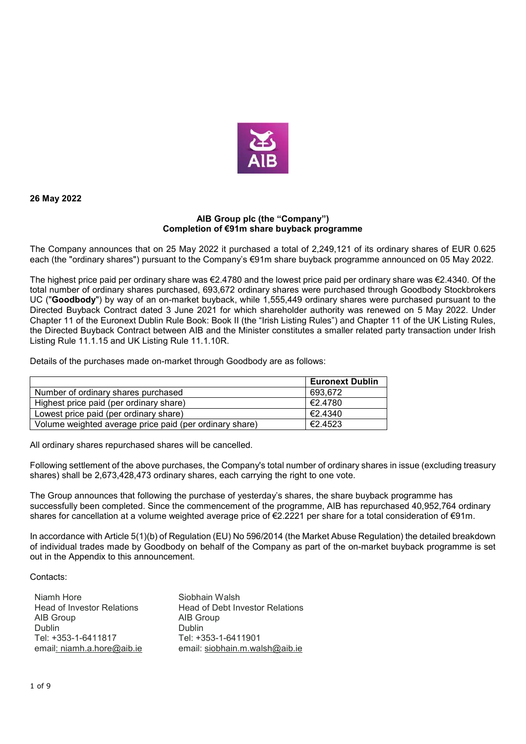**26 May 2022**

**AIB Group plc (the "Company")**
**Completion of €91m share buyback programme**

The Company announces that on 25 May 2022 it purchased a total of 2,249,121 of its ordinary shares of EUR 0.625 each (the "ordinary shares") pursuant to the Company's €91m share buyback programme announced on 05 May 2022.

The highest price paid per ordinary share was €2.4780 and the lowest price paid per ordinary share was €2.4340. Of the total number of ordinary shares purchased, 693,672 ordinary shares were purchased through Goodbody Stockbrokers UC ("**Goodbody**") by way of an on-market buyback, while 1,555,449 ordinary shares were purchased pursuant to the Directed Buyback Contract dated 3 June 2021 for which shareholder authority was renewed on 5 May 2022. Under Chapter 11 of the Euronext Dublin Rule Book: Book II (the "Irish Listing Rules") and Chapter 11 of the UK Listing Rules, the Directed Buyback Contract between AIB and the Minister constitutes a smaller related party transaction under Irish Listing Rule 11.1.15 and UK Listing Rule 11.1.10R.

Details of the purchases made on-market through Goodbody are as follows:

| | **Euronext Dublin** |
|---|---|
| Number of ordinary shares purchased | 693,672 |
| Highest price paid (per ordinary share) | €2.4780 |
| Lowest price paid (per ordinary share) | €2.4340 |
| Volume weighted average price paid (per ordinary share) | €2.4523 |

All ordinary shares repurchased shares will be cancelled.

Following settlement of the above purchases, the Company's total number of ordinary shares in issue (excluding treasury shares) shall be 2,673,428,473 ordinary shares, each carrying the right to one vote.

The Group announces that following the purchase of yesterday's shares, the share buyback programme has successfully been completed. Since the commencement of the programme, AIB has repurchased 40,952,764 ordinary shares for cancellation at a volume weighted average price of €2.2221 per share for a total consideration of €91m.

In accordance with Article 5(1)(b) of Regulation (EU) No 596/2014 (the Market Abuse Regulation) the detailed breakdown of individual trades made by Goodbody on behalf of the Company as part of the on-market buyback programme is set out in the Appendix to this announcement.

Contacts:

Niamh Hore
Head of Investor Relations
AIB Group
Dublin
Tel: +353-1-6411817
email: niamh.a.hore@aib.ie

Siobhain Walsh
Head of Debt Investor Relations
AIB Group
Dublin
Tel: +353-1-6411901
email: siobhain.m.walsh@aib.ie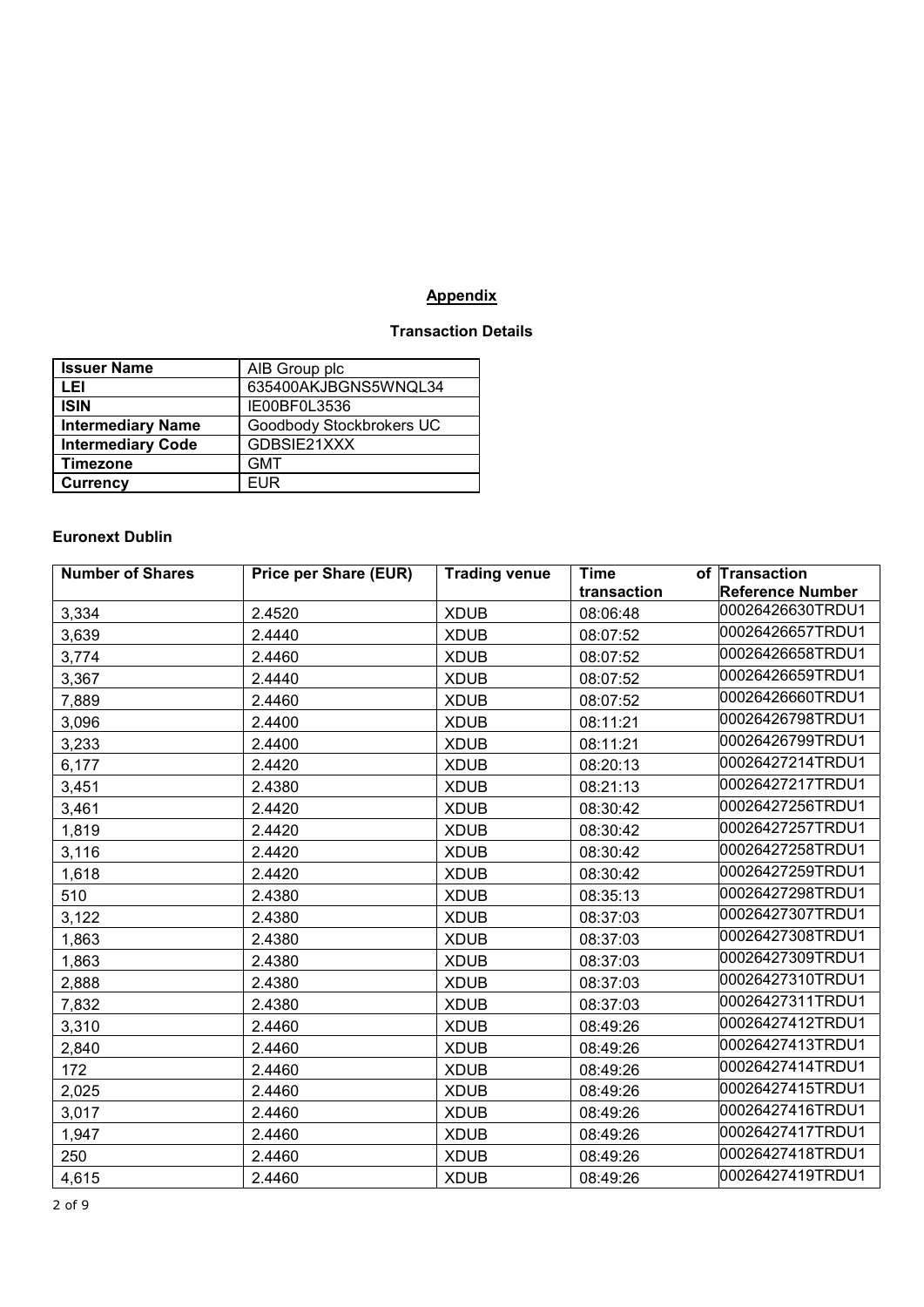## Appendix

### Transaction Details

| Issuer Name | AIB Group plc |
|---|---|
| LEI | 635400AKJBGNS5WNQL34 |
| ISIN | IE00BF0L3536 |
| Intermediary Name | Goodbody Stockbrokers UC |
| Intermediary Code | GDBSIE21XXX |
| Timezone | GMT |
| Currency | EUR |

### Euronext Dublin

| Number of Shares | Price per Share (EUR) | Trading venue | Time of transaction | Transaction Reference Number |
|---|---|---|---|---|
| 3,334 | 2.4520 | XDUB | 08:06:48 | 00026426630TRDU1 |
| 3,639 | 2.4440 | XDUB | 08:07:52 | 00026426657TRDU1 |
| 3,774 | 2.4460 | XDUB | 08:07:52 | 00026426658TRDU1 |
| 3,367 | 2.4440 | XDUB | 08:07:52 | 00026426659TRDU1 |
| 7,889 | 2.4460 | XDUB | 08:07:52 | 00026426660TRDU1 |
| 3,096 | 2.4400 | XDUB | 08:11:21 | 00026426798TRDU1 |
| 3,233 | 2.4400 | XDUB | 08:11:21 | 00026426799TRDU1 |
| 6,177 | 2.4420 | XDUB | 08:20:13 | 00026427214TRDU1 |
| 3,451 | 2.4380 | XDUB | 08:21:13 | 00026427217TRDU1 |
| 3,461 | 2.4420 | XDUB | 08:30:42 | 00026427256TRDU1 |
| 1,819 | 2.4420 | XDUB | 08:30:42 | 00026427257TRDU1 |
| 3,116 | 2.4420 | XDUB | 08:30:42 | 00026427258TRDU1 |
| 1,618 | 2.4420 | XDUB | 08:30:42 | 00026427259TRDU1 |
| 510 | 2.4380 | XDUB | 08:35:13 | 00026427298TRDU1 |
| 3,122 | 2.4380 | XDUB | 08:37:03 | 00026427307TRDU1 |
| 1,863 | 2.4380 | XDUB | 08:37:03 | 00026427308TRDU1 |
| 1,863 | 2.4380 | XDUB | 08:37:03 | 00026427309TRDU1 |
| 2,888 | 2.4380 | XDUB | 08:37:03 | 00026427310TRDU1 |
| 7,832 | 2.4380 | XDUB | 08:37:03 | 00026427311TRDU1 |
| 3,310 | 2.4460 | XDUB | 08:49:26 | 00026427412TRDU1 |
| 2,840 | 2.4460 | XDUB | 08:49:26 | 00026427413TRDU1 |
| 172 | 2.4460 | XDUB | 08:49:26 | 00026427414TRDU1 |
| 2,025 | 2.4460 | XDUB | 08:49:26 | 00026427415TRDU1 |
| 3,017 | 2.4460 | XDUB | 08:49:26 | 00026427416TRDU1 |
| 1,947 | 2.4460 | XDUB | 08:49:26 | 00026427417TRDU1 |
| 250 | 2.4460 | XDUB | 08:49:26 | 00026427418TRDU1 |
| 4,615 | 2.4460 | XDUB | 08:49:26 | 00026427419TRDU1 |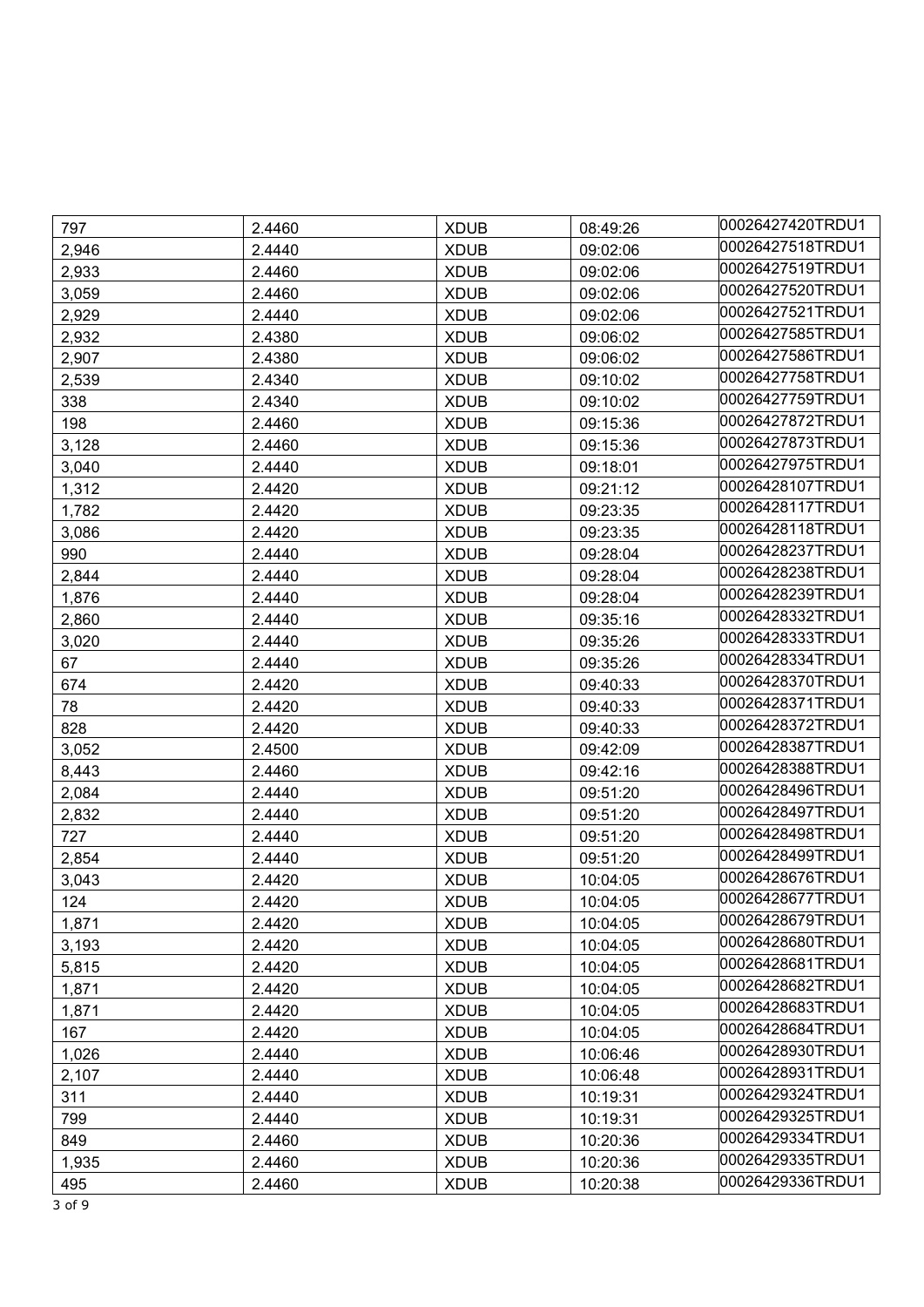| 797 | 2.4460 | XDUB | 08:49:26 | 00026427420TRDU1 |
|---|---|---|---|---|
| 2,946 | 2.4440 | XDUB | 09:02:06 | 00026427518TRDU1 |
| 2,933 | 2.4460 | XDUB | 09:02:06 | 00026427519TRDU1 |
| 3,059 | 2.4460 | XDUB | 09:02:06 | 00026427520TRDU1 |
| 2,929 | 2.4440 | XDUB | 09:02:06 | 00026427521TRDU1 |
| 2,932 | 2.4380 | XDUB | 09:06:02 | 00026427585TRDU1 |
| 2,907 | 2.4380 | XDUB | 09:06:02 | 00026427586TRDU1 |
| 2,539 | 2.4340 | XDUB | 09:10:02 | 00026427758TRDU1 |
| 338 | 2.4340 | XDUB | 09:10:02 | 00026427759TRDU1 |
| 198 | 2.4460 | XDUB | 09:15:36 | 00026427872TRDU1 |
| 3,128 | 2.4460 | XDUB | 09:15:36 | 00026427873TRDU1 |
| 3,040 | 2.4440 | XDUB | 09:18:01 | 00026427975TRDU1 |
| 1,312 | 2.4420 | XDUB | 09:21:12 | 00026428107TRDU1 |
| 1,782 | 2.4420 | XDUB | 09:23:35 | 00026428117TRDU1 |
| 3,086 | 2.4420 | XDUB | 09:23:35 | 00026428118TRDU1 |
| 990 | 2.4440 | XDUB | 09:28:04 | 00026428237TRDU1 |
| 2,844 | 2.4440 | XDUB | 09:28:04 | 00026428238TRDU1 |
| 1,876 | 2.4440 | XDUB | 09:28:04 | 00026428239TRDU1 |
| 2,860 | 2.4440 | XDUB | 09:35:16 | 00026428332TRDU1 |
| 3,020 | 2.4440 | XDUB | 09:35:26 | 00026428333TRDU1 |
| 67 | 2.4440 | XDUB | 09:35:26 | 00026428334TRDU1 |
| 674 | 2.4420 | XDUB | 09:40:33 | 00026428370TRDU1 |
| 78 | 2.4420 | XDUB | 09:40:33 | 00026428371TRDU1 |
| 828 | 2.4420 | XDUB | 09:40:33 | 00026428372TRDU1 |
| 3,052 | 2.4500 | XDUB | 09:42:09 | 00026428387TRDU1 |
| 8,443 | 2.4460 | XDUB | 09:42:16 | 00026428388TRDU1 |
| 2,084 | 2.4440 | XDUB | 09:51:20 | 00026428496TRDU1 |
| 2,832 | 2.4440 | XDUB | 09:51:20 | 00026428497TRDU1 |
| 727 | 2.4440 | XDUB | 09:51:20 | 00026428498TRDU1 |
| 2,854 | 2.4440 | XDUB | 09:51:20 | 00026428499TRDU1 |
| 3,043 | 2.4420 | XDUB | 10:04:05 | 00026428676TRDU1 |
| 124 | 2.4420 | XDUB | 10:04:05 | 00026428677TRDU1 |
| 1,871 | 2.4420 | XDUB | 10:04:05 | 00026428679TRDU1 |
| 3,193 | 2.4420 | XDUB | 10:04:05 | 00026428680TRDU1 |
| 5,815 | 2.4420 | XDUB | 10:04:05 | 00026428681TRDU1 |
| 1,871 | 2.4420 | XDUB | 10:04:05 | 00026428682TRDU1 |
| 1,871 | 2.4420 | XDUB | 10:04:05 | 00026428683TRDU1 |
| 167 | 2.4420 | XDUB | 10:04:05 | 00026428684TRDU1 |
| 1,026 | 2.4440 | XDUB | 10:06:46 | 00026428930TRDU1 |
| 2,107 | 2.4440 | XDUB | 10:06:48 | 00026428931TRDU1 |
| 311 | 2.4440 | XDUB | 10:19:31 | 00026429324TRDU1 |
| 799 | 2.4440 | XDUB | 10:19:31 | 00026429325TRDU1 |
| 849 | 2.4460 | XDUB | 10:20:36 | 00026429334TRDU1 |
| 1,935 | 2.4460 | XDUB | 10:20:36 | 00026429335TRDU1 |
| 495 | 2.4460 | XDUB | 10:20:38 | 00026429336TRDU1 |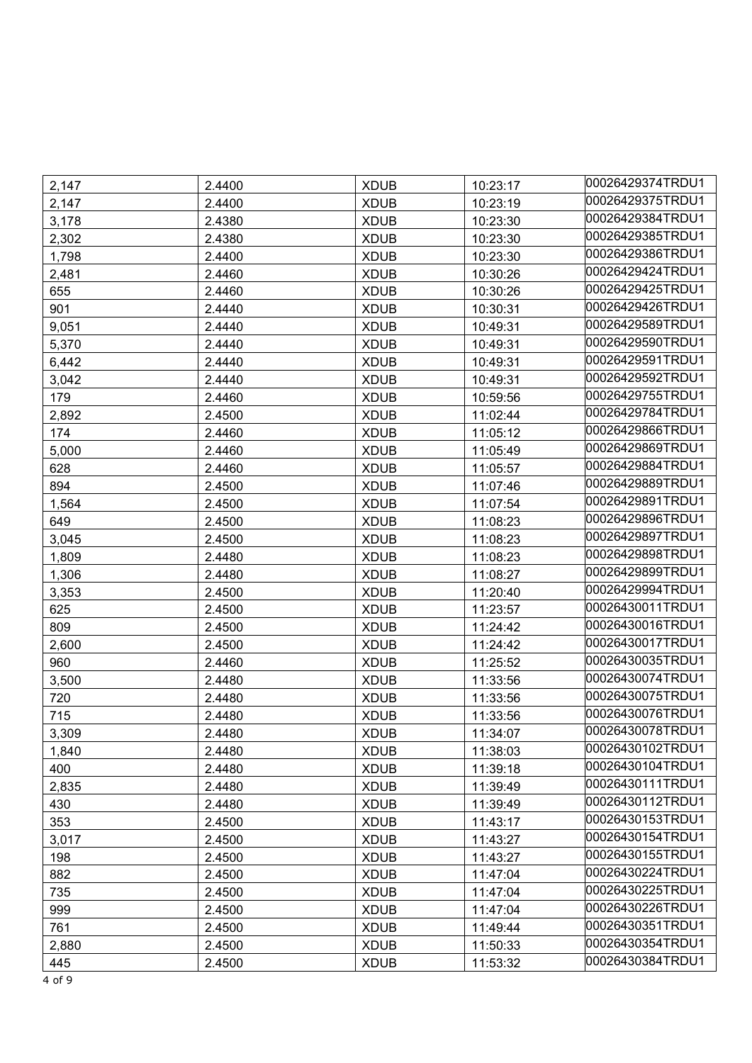| 2,147 | 2.4400 | XDUB | 10:23:17 | 00026429374TRDU1 |
|---|---|---|---|---|
| 2,147 | 2.4400 | XDUB | 10:23:19 | 00026429375TRDU1 |
| 3,178 | 2.4380 | XDUB | 10:23:30 | 00026429384TRDU1 |
| 2,302 | 2.4380 | XDUB | 10:23:30 | 00026429385TRDU1 |
| 1,798 | 2.4400 | XDUB | 10:23:30 | 00026429386TRDU1 |
| 2,481 | 2.4460 | XDUB | 10:30:26 | 00026429424TRDU1 |
| 655 | 2.4460 | XDUB | 10:30:26 | 00026429425TRDU1 |
| 901 | 2.4440 | XDUB | 10:30:31 | 00026429426TRDU1 |
| 9,051 | 2.4440 | XDUB | 10:49:31 | 00026429589TRDU1 |
| 5,370 | 2.4440 | XDUB | 10:49:31 | 00026429590TRDU1 |
| 6,442 | 2.4440 | XDUB | 10:49:31 | 00026429591TRDU1 |
| 3,042 | 2.4440 | XDUB | 10:49:31 | 00026429592TRDU1 |
| 179 | 2.4460 | XDUB | 10:59:56 | 00026429755TRDU1 |
| 2,892 | 2.4500 | XDUB | 11:02:44 | 00026429784TRDU1 |
| 174 | 2.4460 | XDUB | 11:05:12 | 00026429866TRDU1 |
| 5,000 | 2.4460 | XDUB | 11:05:49 | 00026429869TRDU1 |
| 628 | 2.4460 | XDUB | 11:05:57 | 00026429884TRDU1 |
| 894 | 2.4500 | XDUB | 11:07:46 | 00026429889TRDU1 |
| 1,564 | 2.4500 | XDUB | 11:07:54 | 00026429891TRDU1 |
| 649 | 2.4500 | XDUB | 11:08:23 | 00026429896TRDU1 |
| 3,045 | 2.4500 | XDUB | 11:08:23 | 00026429897TRDU1 |
| 1,809 | 2.4480 | XDUB | 11:08:23 | 00026429898TRDU1 |
| 1,306 | 2.4480 | XDUB | 11:08:27 | 00026429899TRDU1 |
| 3,353 | 2.4500 | XDUB | 11:20:40 | 00026429994TRDU1 |
| 625 | 2.4500 | XDUB | 11:23:57 | 00026430011TRDU1 |
| 809 | 2.4500 | XDUB | 11:24:42 | 00026430016TRDU1 |
| 2,600 | 2.4500 | XDUB | 11:24:42 | 00026430017TRDU1 |
| 960 | 2.4460 | XDUB | 11:25:52 | 00026430035TRDU1 |
| 3,500 | 2.4480 | XDUB | 11:33:56 | 00026430074TRDU1 |
| 720 | 2.4480 | XDUB | 11:33:56 | 00026430075TRDU1 |
| 715 | 2.4480 | XDUB | 11:33:56 | 00026430076TRDU1 |
| 3,309 | 2.4480 | XDUB | 11:34:07 | 00026430078TRDU1 |
| 1,840 | 2.4480 | XDUB | 11:38:03 | 00026430102TRDU1 |
| 400 | 2.4480 | XDUB | 11:39:18 | 00026430104TRDU1 |
| 2,835 | 2.4480 | XDUB | 11:39:49 | 00026430111TRDU1 |
| 430 | 2.4480 | XDUB | 11:39:49 | 00026430112TRDU1 |
| 353 | 2.4500 | XDUB | 11:43:17 | 00026430153TRDU1 |
| 3,017 | 2.4500 | XDUB | 11:43:27 | 00026430154TRDU1 |
| 198 | 2.4500 | XDUB | 11:43:27 | 00026430155TRDU1 |
| 882 | 2.4500 | XDUB | 11:47:04 | 00026430224TRDU1 |
| 735 | 2.4500 | XDUB | 11:47:04 | 00026430225TRDU1 |
| 999 | 2.4500 | XDUB | 11:47:04 | 00026430226TRDU1 |
| 761 | 2.4500 | XDUB | 11:49:44 | 00026430351TRDU1 |
| 2,880 | 2.4500 | XDUB | 11:50:33 | 00026430354TRDU1 |
| 445 | 2.4500 | XDUB | 11:53:32 | 00026430384TRDU1 |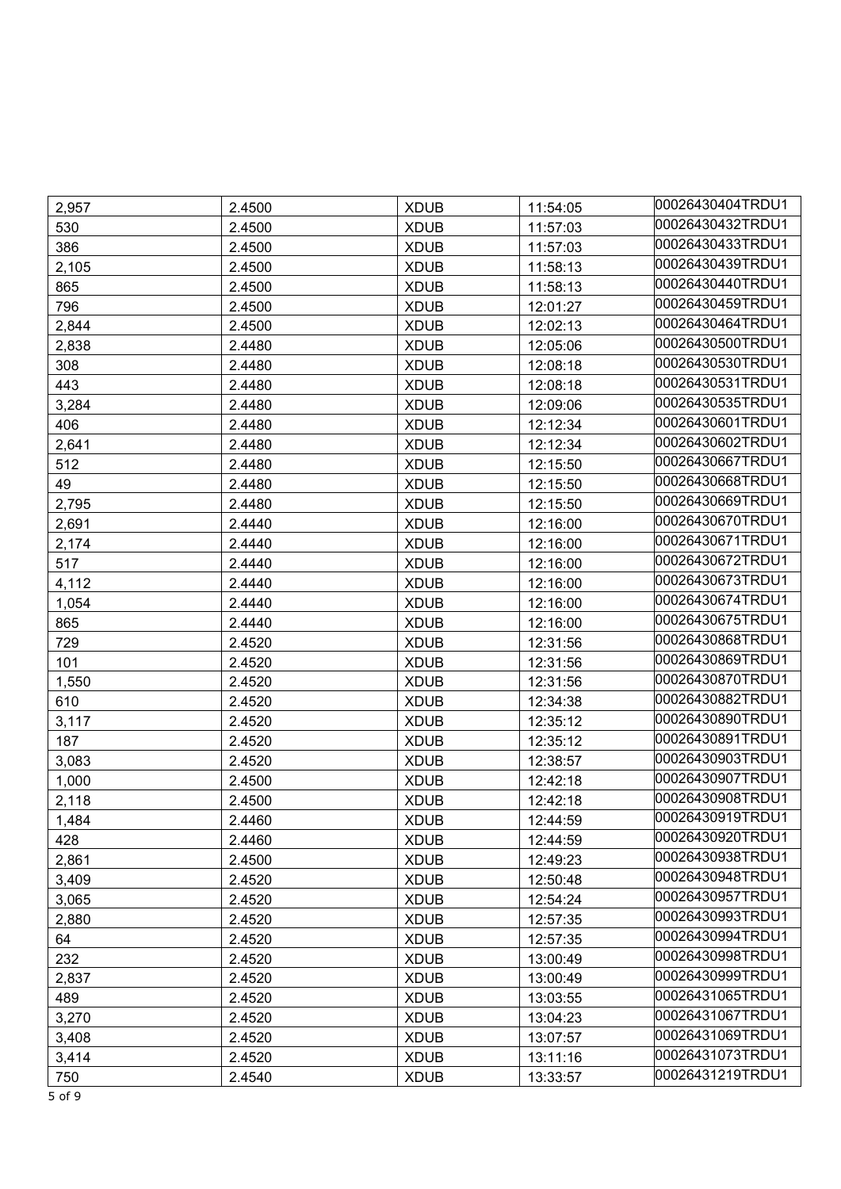| | | | | |
|---|---|---|---|---|
| 2,957 | 2.4500 | XDUB | 11:54:05 | 00026430404TRDU1 |
| 530 | 2.4500 | XDUB | 11:57:03 | 00026430432TRDU1 |
| 386 | 2.4500 | XDUB | 11:57:03 | 00026430433TRDU1 |
| 2,105 | 2.4500 | XDUB | 11:58:13 | 00026430439TRDU1 |
| 865 | 2.4500 | XDUB | 11:58:13 | 00026430440TRDU1 |
| 796 | 2.4500 | XDUB | 12:01:27 | 00026430459TRDU1 |
| 2,844 | 2.4500 | XDUB | 12:02:13 | 00026430464TRDU1 |
| 2,838 | 2.4480 | XDUB | 12:05:06 | 00026430500TRDU1 |
| 308 | 2.4480 | XDUB | 12:08:18 | 00026430530TRDU1 |
| 443 | 2.4480 | XDUB | 12:08:18 | 00026430531TRDU1 |
| 3,284 | 2.4480 | XDUB | 12:09:06 | 00026430535TRDU1 |
| 406 | 2.4480 | XDUB | 12:12:34 | 00026430601TRDU1 |
| 2,641 | 2.4480 | XDUB | 12:12:34 | 00026430602TRDU1 |
| 512 | 2.4480 | XDUB | 12:15:50 | 00026430667TRDU1 |
| 49 | 2.4480 | XDUB | 12:15:50 | 00026430668TRDU1 |
| 2,795 | 2.4480 | XDUB | 12:15:50 | 00026430669TRDU1 |
| 2,691 | 2.4440 | XDUB | 12:16:00 | 00026430670TRDU1 |
| 2,174 | 2.4440 | XDUB | 12:16:00 | 00026430671TRDU1 |
| 517 | 2.4440 | XDUB | 12:16:00 | 00026430672TRDU1 |
| 4,112 | 2.4440 | XDUB | 12:16:00 | 00026430673TRDU1 |
| 1,054 | 2.4440 | XDUB | 12:16:00 | 00026430674TRDU1 |
| 865 | 2.4440 | XDUB | 12:16:00 | 00026430675TRDU1 |
| 729 | 2.4520 | XDUB | 12:31:56 | 00026430868TRDU1 |
| 101 | 2.4520 | XDUB | 12:31:56 | 00026430869TRDU1 |
| 1,550 | 2.4520 | XDUB | 12:31:56 | 00026430870TRDU1 |
| 610 | 2.4520 | XDUB | 12:34:38 | 00026430882TRDU1 |
| 3,117 | 2.4520 | XDUB | 12:35:12 | 00026430890TRDU1 |
| 187 | 2.4520 | XDUB | 12:35:12 | 00026430891TRDU1 |
| 3,083 | 2.4520 | XDUB | 12:38:57 | 00026430903TRDU1 |
| 1,000 | 2.4500 | XDUB | 12:42:18 | 00026430907TRDU1 |
| 2,118 | 2.4500 | XDUB | 12:42:18 | 00026430908TRDU1 |
| 1,484 | 2.4460 | XDUB | 12:44:59 | 00026430919TRDU1 |
| 428 | 2.4460 | XDUB | 12:44:59 | 00026430920TRDU1 |
| 2,861 | 2.4500 | XDUB | 12:49:23 | 00026430938TRDU1 |
| 3,409 | 2.4520 | XDUB | 12:50:48 | 00026430948TRDU1 |
| 3,065 | 2.4520 | XDUB | 12:54:24 | 00026430957TRDU1 |
| 2,880 | 2.4520 | XDUB | 12:57:35 | 00026430993TRDU1 |
| 64 | 2.4520 | XDUB | 12:57:35 | 00026430994TRDU1 |
| 232 | 2.4520 | XDUB | 13:00:49 | 00026430998TRDU1 |
| 2,837 | 2.4520 | XDUB | 13:00:49 | 00026430999TRDU1 |
| 489 | 2.4520 | XDUB | 13:03:55 | 00026431065TRDU1 |
| 3,270 | 2.4520 | XDUB | 13:04:23 | 00026431067TRDU1 |
| 3,408 | 2.4520 | XDUB | 13:07:57 | 00026431069TRDU1 |
| 3,414 | 2.4520 | XDUB | 13:11:16 | 00026431073TRDU1 |
| 750 | 2.4540 | XDUB | 13:33:57 | 00026431219TRDU1 |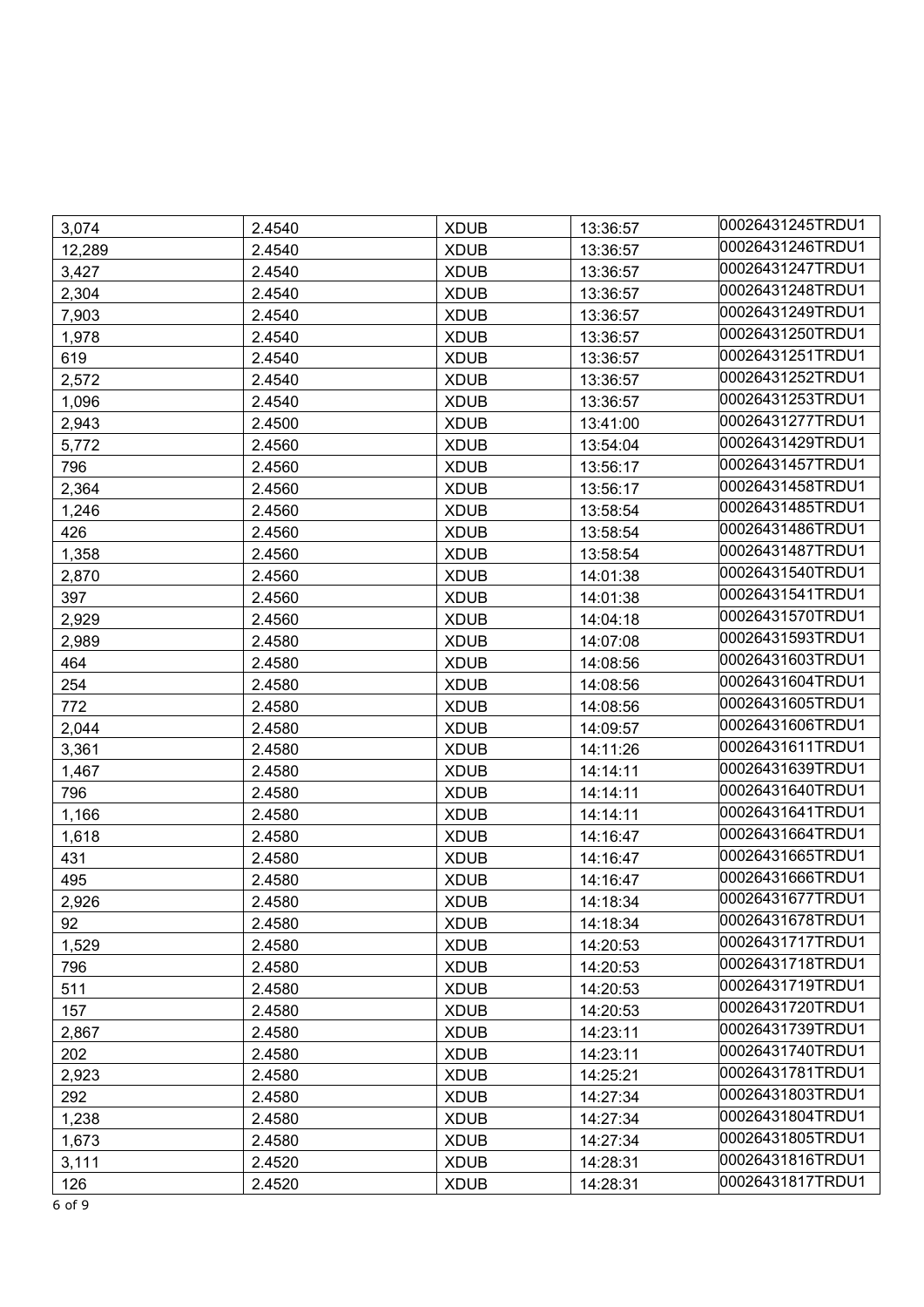| 3,074 | 2.4540 | XDUB | 13:36:57 | 00026431245TRDU1 |
|---|---|---|---|---|
| 12,289 | 2.4540 | XDUB | 13:36:57 | 00026431246TRDU1 |
| 3,427 | 2.4540 | XDUB | 13:36:57 | 00026431247TRDU1 |
| 2,304 | 2.4540 | XDUB | 13:36:57 | 00026431248TRDU1 |
| 7,903 | 2.4540 | XDUB | 13:36:57 | 00026431249TRDU1 |
| 1,978 | 2.4540 | XDUB | 13:36:57 | 00026431250TRDU1 |
| 619 | 2.4540 | XDUB | 13:36:57 | 00026431251TRDU1 |
| 2,572 | 2.4540 | XDUB | 13:36:57 | 00026431252TRDU1 |
| 1,096 | 2.4540 | XDUB | 13:36:57 | 00026431253TRDU1 |
| 2,943 | 2.4500 | XDUB | 13:41:00 | 00026431277TRDU1 |
| 5,772 | 2.4560 | XDUB | 13:54:04 | 00026431429TRDU1 |
| 796 | 2.4560 | XDUB | 13:56:17 | 00026431457TRDU1 |
| 2,364 | 2.4560 | XDUB | 13:56:17 | 00026431458TRDU1 |
| 1,246 | 2.4560 | XDUB | 13:58:54 | 00026431485TRDU1 |
| 426 | 2.4560 | XDUB | 13:58:54 | 00026431486TRDU1 |
| 1,358 | 2.4560 | XDUB | 13:58:54 | 00026431487TRDU1 |
| 2,870 | 2.4560 | XDUB | 14:01:38 | 00026431540TRDU1 |
| 397 | 2.4560 | XDUB | 14:01:38 | 00026431541TRDU1 |
| 2,929 | 2.4560 | XDUB | 14:04:18 | 00026431570TRDU1 |
| 2,989 | 2.4580 | XDUB | 14:07:08 | 00026431593TRDU1 |
| 464 | 2.4580 | XDUB | 14:08:56 | 00026431603TRDU1 |
| 254 | 2.4580 | XDUB | 14:08:56 | 00026431604TRDU1 |
| 772 | 2.4580 | XDUB | 14:08:56 | 00026431605TRDU1 |
| 2,044 | 2.4580 | XDUB | 14:09:57 | 00026431606TRDU1 |
| 3,361 | 2.4580 | XDUB | 14:11:26 | 00026431611TRDU1 |
| 1,467 | 2.4580 | XDUB | 14:14:11 | 00026431639TRDU1 |
| 796 | 2.4580 | XDUB | 14:14:11 | 00026431640TRDU1 |
| 1,166 | 2.4580 | XDUB | 14:14:11 | 00026431641TRDU1 |
| 1,618 | 2.4580 | XDUB | 14:16:47 | 00026431664TRDU1 |
| 431 | 2.4580 | XDUB | 14:16:47 | 00026431665TRDU1 |
| 495 | 2.4580 | XDUB | 14:16:47 | 00026431666TRDU1 |
| 2,926 | 2.4580 | XDUB | 14:18:34 | 00026431677TRDU1 |
| 92 | 2.4580 | XDUB | 14:18:34 | 00026431678TRDU1 |
| 1,529 | 2.4580 | XDUB | 14:20:53 | 00026431717TRDU1 |
| 796 | 2.4580 | XDUB | 14:20:53 | 00026431718TRDU1 |
| 511 | 2.4580 | XDUB | 14:20:53 | 00026431719TRDU1 |
| 157 | 2.4580 | XDUB | 14:20:53 | 00026431720TRDU1 |
| 2,867 | 2.4580 | XDUB | 14:23:11 | 00026431739TRDU1 |
| 202 | 2.4580 | XDUB | 14:23:11 | 00026431740TRDU1 |
| 2,923 | 2.4580 | XDUB | 14:25:21 | 00026431781TRDU1 |
| 292 | 2.4580 | XDUB | 14:27:34 | 00026431803TRDU1 |
| 1,238 | 2.4580 | XDUB | 14:27:34 | 00026431804TRDU1 |
| 1,673 | 2.4580 | XDUB | 14:27:34 | 00026431805TRDU1 |
| 3,111 | 2.4520 | XDUB | 14:28:31 | 00026431816TRDU1 |
| 126 | 2.4520 | XDUB | 14:28:31 | 00026431817TRDU1 |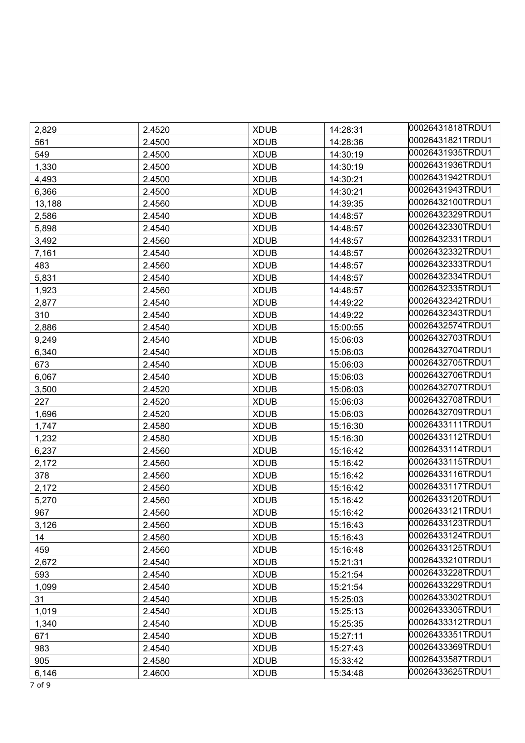| | | | | |
|---|---|---|---|---|
| 2,829 | 2.4520 | XDUB | 14:28:31 | 00026431818TRDU1 |
| 561 | 2.4500 | XDUB | 14:28:36 | 00026431821TRDU1 |
| 549 | 2.4500 | XDUB | 14:30:19 | 00026431935TRDU1 |
| 1,330 | 2.4500 | XDUB | 14:30:19 | 00026431936TRDU1 |
| 4,493 | 2.4500 | XDUB | 14:30:21 | 00026431942TRDU1 |
| 6,366 | 2.4500 | XDUB | 14:30:21 | 00026431943TRDU1 |
| 13,188 | 2.4560 | XDUB | 14:39:35 | 00026432100TRDU1 |
| 2,586 | 2.4540 | XDUB | 14:48:57 | 00026432329TRDU1 |
| 5,898 | 2.4540 | XDUB | 14:48:57 | 00026432330TRDU1 |
| 3,492 | 2.4560 | XDUB | 14:48:57 | 00026432331TRDU1 |
| 7,161 | 2.4540 | XDUB | 14:48:57 | 00026432332TRDU1 |
| 483 | 2.4560 | XDUB | 14:48:57 | 00026432333TRDU1 |
| 5,831 | 2.4540 | XDUB | 14:48:57 | 00026432334TRDU1 |
| 1,923 | 2.4560 | XDUB | 14:48:57 | 00026432335TRDU1 |
| 2,877 | 2.4540 | XDUB | 14:49:22 | 00026432342TRDU1 |
| 310 | 2.4540 | XDUB | 14:49:22 | 00026432343TRDU1 |
| 2,886 | 2.4540 | XDUB | 15:00:55 | 00026432574TRDU1 |
| 9,249 | 2.4540 | XDUB | 15:06:03 | 00026432703TRDU1 |
| 6,340 | 2.4540 | XDUB | 15:06:03 | 00026432704TRDU1 |
| 673 | 2.4540 | XDUB | 15:06:03 | 00026432705TRDU1 |
| 6,067 | 2.4540 | XDUB | 15:06:03 | 00026432706TRDU1 |
| 3,500 | 2.4520 | XDUB | 15:06:03 | 00026432707TRDU1 |
| 227 | 2.4520 | XDUB | 15:06:03 | 00026432708TRDU1 |
| 1,696 | 2.4520 | XDUB | 15:06:03 | 00026432709TRDU1 |
| 1,747 | 2.4580 | XDUB | 15:16:30 | 00026433111TRDU1 |
| 1,232 | 2.4580 | XDUB | 15:16:30 | 00026433112TRDU1 |
| 6,237 | 2.4560 | XDUB | 15:16:42 | 00026433114TRDU1 |
| 2,172 | 2.4560 | XDUB | 15:16:42 | 00026433115TRDU1 |
| 378 | 2.4560 | XDUB | 15:16:42 | 00026433116TRDU1 |
| 2,172 | 2.4560 | XDUB | 15:16:42 | 00026433117TRDU1 |
| 5,270 | 2.4560 | XDUB | 15:16:42 | 00026433120TRDU1 |
| 967 | 2.4560 | XDUB | 15:16:42 | 00026433121TRDU1 |
| 3,126 | 2.4560 | XDUB | 15:16:43 | 00026433123TRDU1 |
| 14 | 2.4560 | XDUB | 15:16:43 | 00026433124TRDU1 |
| 459 | 2.4560 | XDUB | 15:16:48 | 00026433125TRDU1 |
| 2,672 | 2.4540 | XDUB | 15:21:31 | 00026433210TRDU1 |
| 593 | 2.4540 | XDUB | 15:21:54 | 00026433228TRDU1 |
| 1,099 | 2.4540 | XDUB | 15:21:54 | 00026433229TRDU1 |
| 31 | 2.4540 | XDUB | 15:25:03 | 00026433302TRDU1 |
| 1,019 | 2.4540 | XDUB | 15:25:13 | 00026433305TRDU1 |
| 1,340 | 2.4540 | XDUB | 15:25:35 | 00026433312TRDU1 |
| 671 | 2.4540 | XDUB | 15:27:11 | 00026433351TRDU1 |
| 983 | 2.4540 | XDUB | 15:27:43 | 00026433369TRDU1 |
| 905 | 2.4580 | XDUB | 15:33:42 | 00026433587TRDU1 |
| 6,146 | 2.4600 | XDUB | 15:34:48 | 00026433625TRDU1 |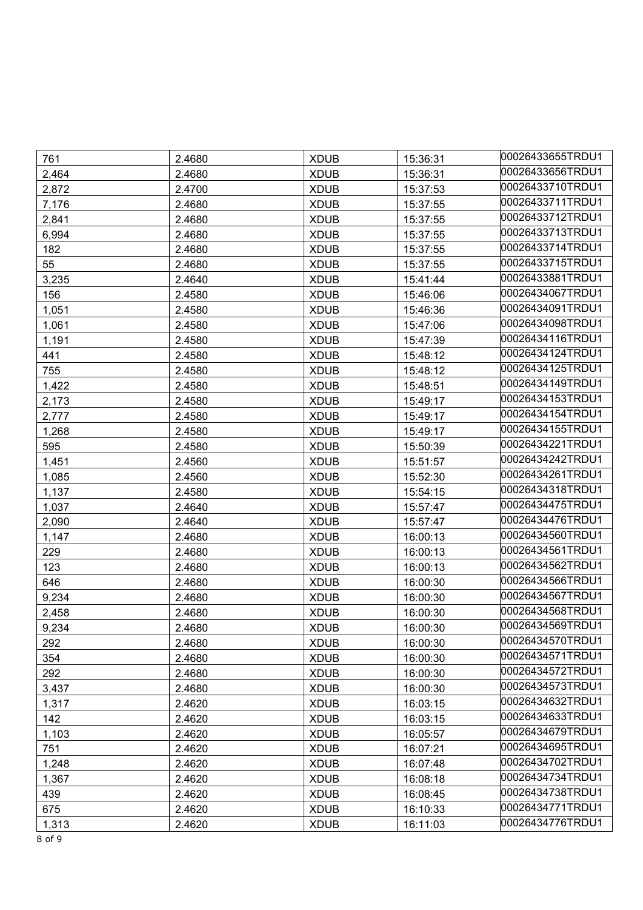| 761 | 2.4680 | XDUB | 15:36:31 | 00026433655TRDU1 |
|---|---|---|---|---|
| 2,464 | 2.4680 | XDUB | 15:36:31 | 00026433656TRDU1 |
| 2,872 | 2.4700 | XDUB | 15:37:53 | 00026433710TRDU1 |
| 7,176 | 2.4680 | XDUB | 15:37:55 | 00026433711TRDU1 |
| 2,841 | 2.4680 | XDUB | 15:37:55 | 00026433712TRDU1 |
| 6,994 | 2.4680 | XDUB | 15:37:55 | 00026433713TRDU1 |
| 182 | 2.4680 | XDUB | 15:37:55 | 00026433714TRDU1 |
| 55 | 2.4680 | XDUB | 15:37:55 | 00026433715TRDU1 |
| 3,235 | 2.4640 | XDUB | 15:41:44 | 00026433881TRDU1 |
| 156 | 2.4580 | XDUB | 15:46:06 | 00026434067TRDU1 |
| 1,051 | 2.4580 | XDUB | 15:46:36 | 00026434091TRDU1 |
| 1,061 | 2.4580 | XDUB | 15:47:06 | 00026434098TRDU1 |
| 1,191 | 2.4580 | XDUB | 15:47:39 | 00026434116TRDU1 |
| 441 | 2.4580 | XDUB | 15:48:12 | 00026434124TRDU1 |
| 755 | 2.4580 | XDUB | 15:48:12 | 00026434125TRDU1 |
| 1,422 | 2.4580 | XDUB | 15:48:51 | 00026434149TRDU1 |
| 2,173 | 2.4580 | XDUB | 15:49:17 | 00026434153TRDU1 |
| 2,777 | 2.4580 | XDUB | 15:49:17 | 00026434154TRDU1 |
| 1,268 | 2.4580 | XDUB | 15:49:17 | 00026434155TRDU1 |
| 595 | 2.4580 | XDUB | 15:50:39 | 00026434221TRDU1 |
| 1,451 | 2.4560 | XDUB | 15:51:57 | 00026434242TRDU1 |
| 1,085 | 2.4560 | XDUB | 15:52:30 | 00026434261TRDU1 |
| 1,137 | 2.4580 | XDUB | 15:54:15 | 00026434318TRDU1 |
| 1,037 | 2.4640 | XDUB | 15:57:47 | 00026434475TRDU1 |
| 2,090 | 2.4640 | XDUB | 15:57:47 | 00026434476TRDU1 |
| 1,147 | 2.4680 | XDUB | 16:00:13 | 00026434560TRDU1 |
| 229 | 2.4680 | XDUB | 16:00:13 | 00026434561TRDU1 |
| 123 | 2.4680 | XDUB | 16:00:13 | 00026434562TRDU1 |
| 646 | 2.4680 | XDUB | 16:00:30 | 00026434566TRDU1 |
| 9,234 | 2.4680 | XDUB | 16:00:30 | 00026434567TRDU1 |
| 2,458 | 2.4680 | XDUB | 16:00:30 | 00026434568TRDU1 |
| 9,234 | 2.4680 | XDUB | 16:00:30 | 00026434569TRDU1 |
| 292 | 2.4680 | XDUB | 16:00:30 | 00026434570TRDU1 |
| 354 | 2.4680 | XDUB | 16:00:30 | 00026434571TRDU1 |
| 292 | 2.4680 | XDUB | 16:00:30 | 00026434572TRDU1 |
| 3,437 | 2.4680 | XDUB | 16:00:30 | 00026434573TRDU1 |
| 1,317 | 2.4620 | XDUB | 16:03:15 | 00026434632TRDU1 |
| 142 | 2.4620 | XDUB | 16:03:15 | 00026434633TRDU1 |
| 1,103 | 2.4620 | XDUB | 16:05:57 | 00026434679TRDU1 |
| 751 | 2.4620 | XDUB | 16:07:21 | 00026434695TRDU1 |
| 1,248 | 2.4620 | XDUB | 16:07:48 | 00026434702TRDU1 |
| 1,367 | 2.4620 | XDUB | 16:08:18 | 00026434734TRDU1 |
| 439 | 2.4620 | XDUB | 16:08:45 | 00026434738TRDU1 |
| 675 | 2.4620 | XDUB | 16:10:33 | 00026434771TRDU1 |
| 1,313 | 2.4620 | XDUB | 16:11:03 | 00026434776TRDU1 |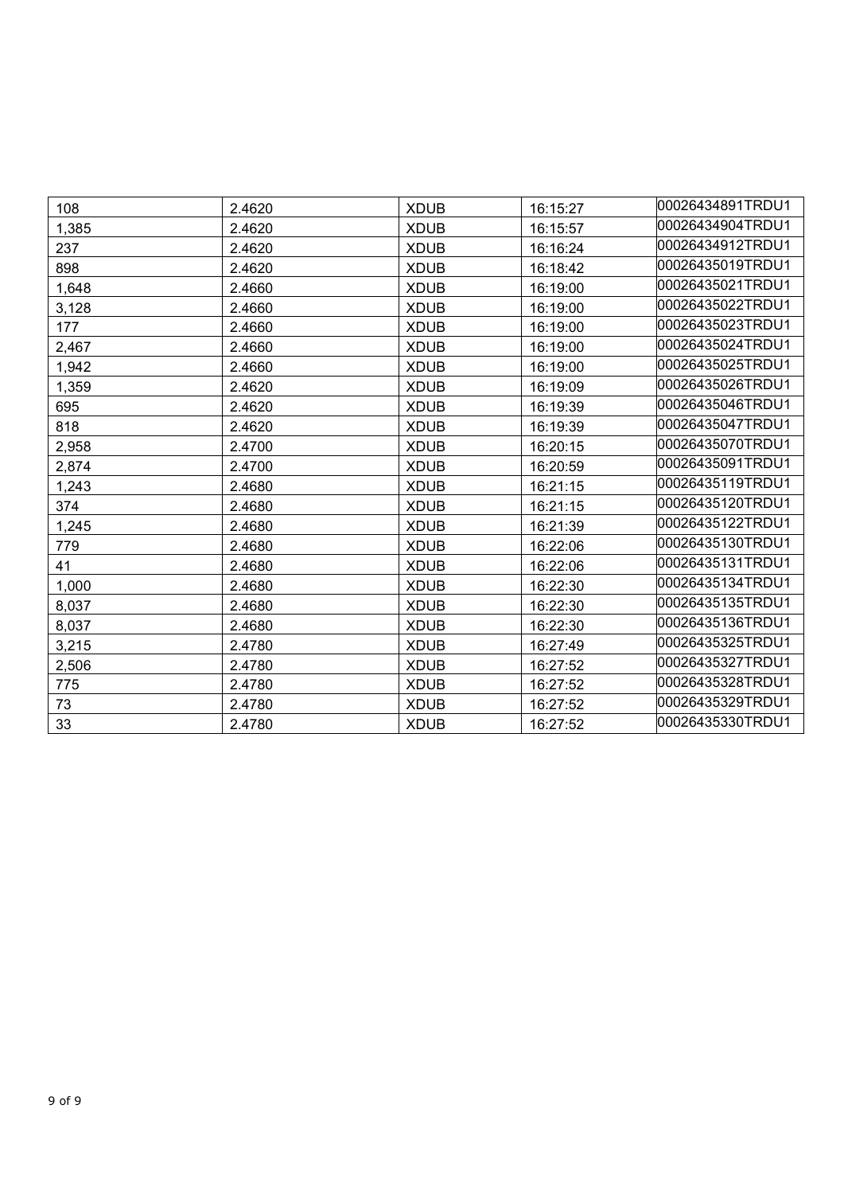| | | | | |
|---|---|---|---|---|
| 108 | 2.4620 | XDUB | 16:15:27 | 00026434891TRDU1 |
| 1,385 | 2.4620 | XDUB | 16:15:57 | 00026434904TRDU1 |
| 237 | 2.4620 | XDUB | 16:16:24 | 00026434912TRDU1 |
| 898 | 2.4620 | XDUB | 16:18:42 | 00026435019TRDU1 |
| 1,648 | 2.4660 | XDUB | 16:19:00 | 00026435021TRDU1 |
| 3,128 | 2.4660 | XDUB | 16:19:00 | 00026435022TRDU1 |
| 177 | 2.4660 | XDUB | 16:19:00 | 00026435023TRDU1 |
| 2,467 | 2.4660 | XDUB | 16:19:00 | 00026435024TRDU1 |
| 1,942 | 2.4660 | XDUB | 16:19:00 | 00026435025TRDU1 |
| 1,359 | 2.4620 | XDUB | 16:19:09 | 00026435026TRDU1 |
| 695 | 2.4620 | XDUB | 16:19:39 | 00026435046TRDU1 |
| 818 | 2.4620 | XDUB | 16:19:39 | 00026435047TRDU1 |
| 2,958 | 2.4700 | XDUB | 16:20:15 | 00026435070TRDU1 |
| 2,874 | 2.4700 | XDUB | 16:20:59 | 00026435091TRDU1 |
| 1,243 | 2.4680 | XDUB | 16:21:15 | 00026435119TRDU1 |
| 374 | 2.4680 | XDUB | 16:21:15 | 00026435120TRDU1 |
| 1,245 | 2.4680 | XDUB | 16:21:39 | 00026435122TRDU1 |
| 779 | 2.4680 | XDUB | 16:22:06 | 00026435130TRDU1 |
| 41 | 2.4680 | XDUB | 16:22:06 | 00026435131TRDU1 |
| 1,000 | 2.4680 | XDUB | 16:22:30 | 00026435134TRDU1 |
| 8,037 | 2.4680 | XDUB | 16:22:30 | 00026435135TRDU1 |
| 8,037 | 2.4680 | XDUB | 16:22:30 | 00026435136TRDU1 |
| 3,215 | 2.4780 | XDUB | 16:27:49 | 00026435325TRDU1 |
| 2,506 | 2.4780 | XDUB | 16:27:52 | 00026435327TRDU1 |
| 775 | 2.4780 | XDUB | 16:27:52 | 00026435328TRDU1 |
| 73 | 2.4780 | XDUB | 16:27:52 | 00026435329TRDU1 |
| 33 | 2.4780 | XDUB | 16:27:52 | 00026435330TRDU1 |